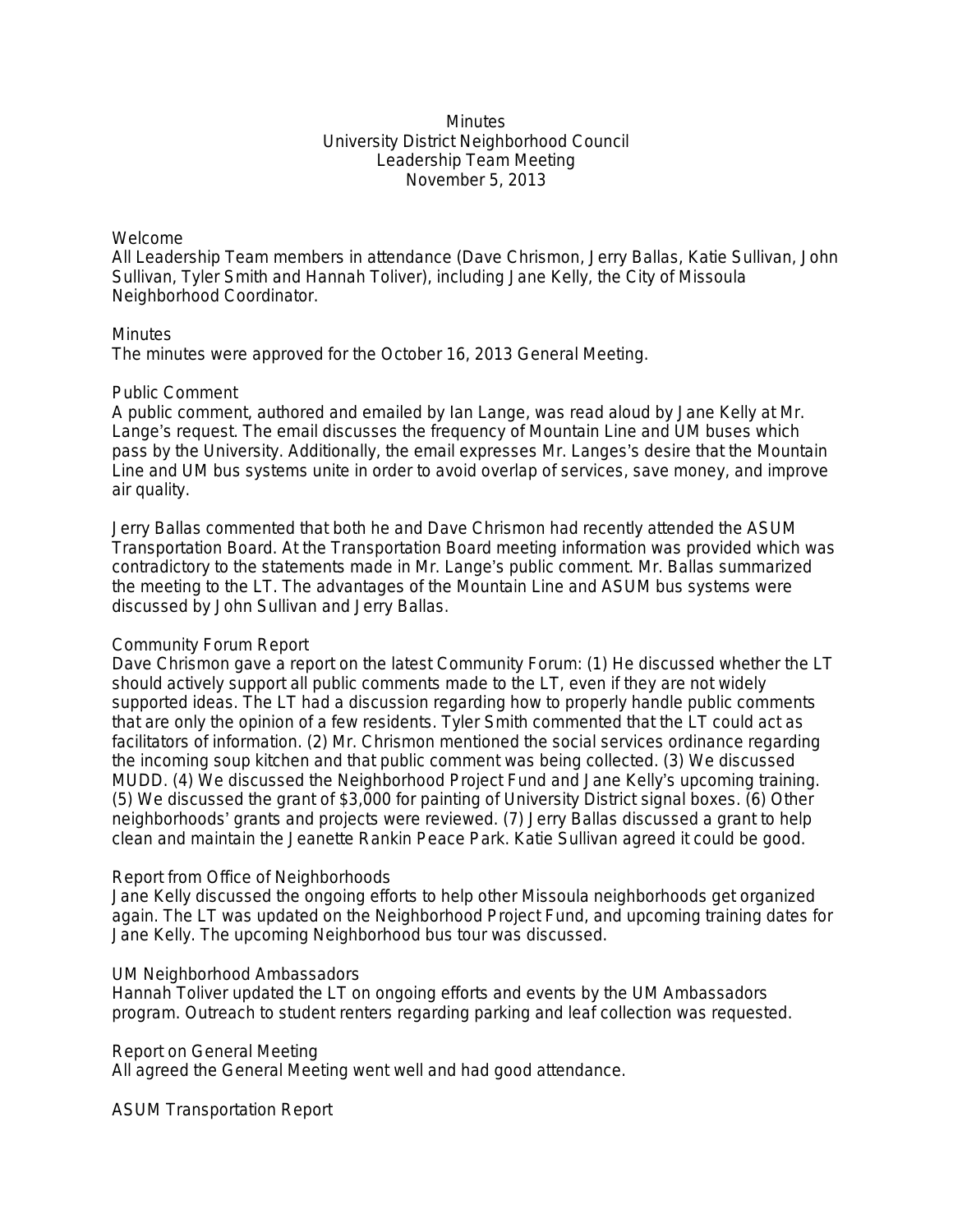# Minutes
## University District Neighborhood Council
## Leadership Team Meeting
## November 5, 2013

### Welcome

All Leadership Team members in attendance (Dave Chrismon, Jerry Ballas, Katie Sullivan, John Sullivan, Tyler Smith and Hannah Toliver), including Jane Kelly, the City of Missoula Neighborhood Coordinator.

### Minutes

The minutes were approved for the October 16, 2013 General Meeting.

### Public Comment

A public comment, authored and emailed by Ian Lange, was read aloud by Jane Kelly at Mr. Lange's request. The email discusses the frequency of Mountain Line and UM buses which pass by the University. Additionally, the email expresses Mr. Langes's desire that the Mountain Line and UM bus systems unite in order to avoid overlap of services, save money, and improve air quality.

Jerry Ballas commented that both he and Dave Chrismon had recently attended the ASUM Transportation Board. At the Transportation Board meeting information was provided which was contradictory to the statements made in Mr. Lange's public comment. Mr. Ballas summarized the meeting to the LT. The advantages of the Mountain Line and ASUM bus systems were discussed by John Sullivan and Jerry Ballas.

### Community Forum Report

Dave Chrismon gave a report on the latest Community Forum: (1) He discussed whether the LT should actively support all public comments made to the LT, even if they are not widely supported ideas. The LT had a discussion regarding how to properly handle public comments that are only the opinion of a few residents. Tyler Smith commented that the LT could act as facilitators of information. (2) Mr. Chrismon mentioned the social services ordinance regarding the incoming soup kitchen and that public comment was being collected. (3) We discussed MUDD. (4) We discussed the Neighborhood Project Fund and Jane Kelly's upcoming training. (5) We discussed the grant of $3,000 for painting of University District signal boxes. (6) Other neighborhoods' grants and projects were reviewed. (7) Jerry Ballas discussed a grant to help clean and maintain the Jeanette Rankin Peace Park. Katie Sullivan agreed it could be good.

### Report from Office of Neighborhoods

Jane Kelly discussed the ongoing efforts to help other Missoula neighborhoods get organized again. The LT was updated on the Neighborhood Project Fund, and upcoming training dates for Jane Kelly. The upcoming Neighborhood bus tour was discussed.

### UM Neighborhood Ambassadors

Hannah Toliver updated the LT on ongoing efforts and events by the UM Ambassadors program. Outreach to student renters regarding parking and leaf collection was requested.

### Report on General Meeting

All agreed the General Meeting went well and had good attendance.

### ASUM Transportation Report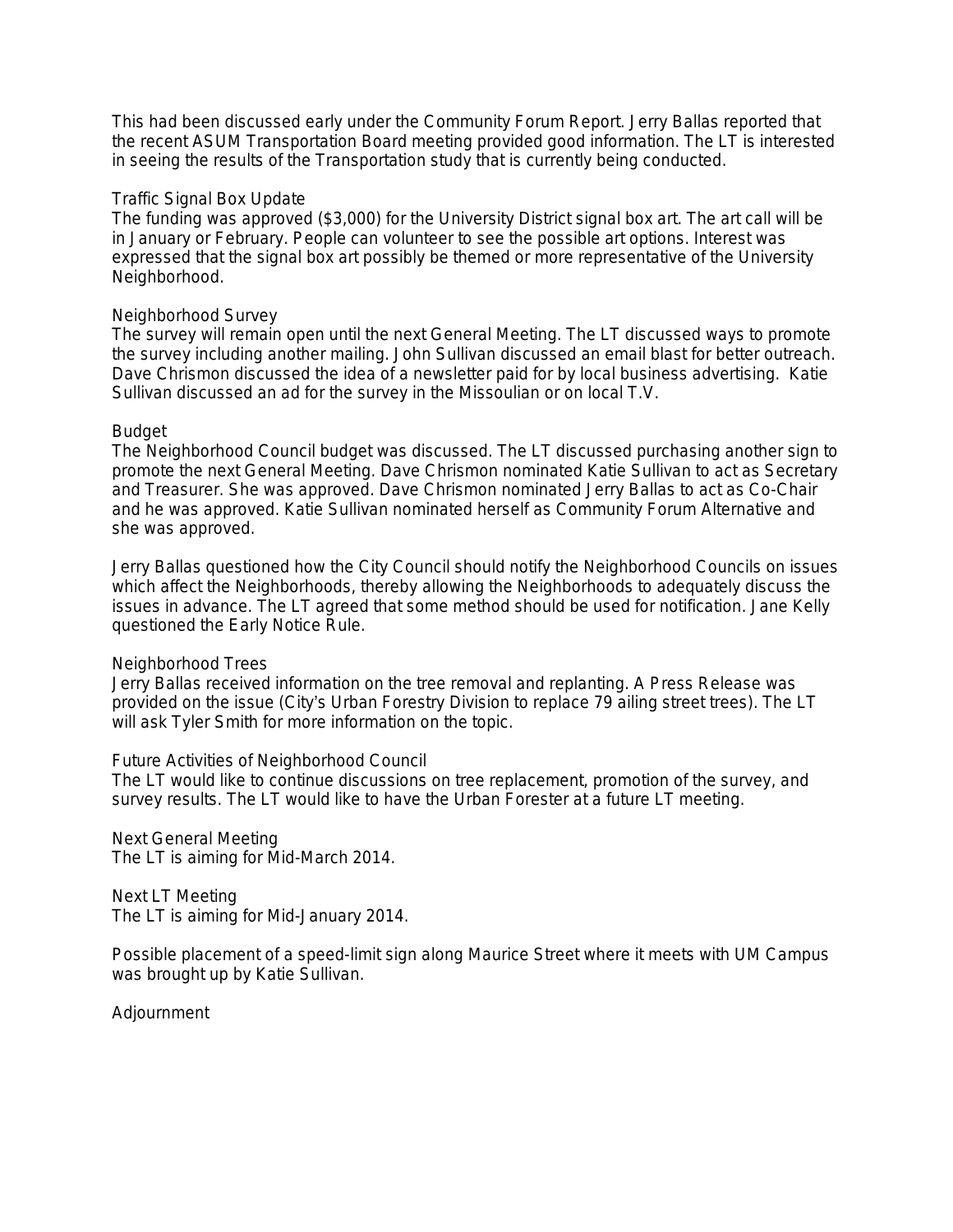This had been discussed early under the Community Forum Report. Jerry Ballas reported that the recent ASUM Transportation Board meeting provided good information. The LT is interested in seeing the results of the Transportation study that is currently being conducted.

### Traffic Signal Box Update

The funding was approved ($3,000) for the University District signal box art. The art call will be in January or February. People can volunteer to see the possible art options. Interest was expressed that the signal box art possibly be themed or more representative of the University Neighborhood.

### Neighborhood Survey

The survey will remain open until the next General Meeting. The LT discussed ways to promote the survey including another mailing. John Sullivan discussed an email blast for better outreach. Dave Chrismon discussed the idea of a newsletter paid for by local business advertising. Katie Sullivan discussed an ad for the survey in the Missoulian or on local T.V.

### Budget

The Neighborhood Council budget was discussed. The LT discussed purchasing another sign to promote the next General Meeting. Dave Chrismon nominated Katie Sullivan to act as Secretary and Treasurer. She was approved. Dave Chrismon nominated Jerry Ballas to act as Co-Chair and he was approved. Katie Sullivan nominated herself as Community Forum Alternative and she was approved.

Jerry Ballas questioned how the City Council should notify the Neighborhood Councils on issues which affect the Neighborhoods, thereby allowing the Neighborhoods to adequately discuss the issues in advance. The LT agreed that some method should be used for notification. Jane Kelly questioned the Early Notice Rule.

### Neighborhood Trees

Jerry Ballas received information on the tree removal and replanting. A Press Release was provided on the issue (City's Urban Forestry Division to replace 79 ailing street trees). The LT will ask Tyler Smith for more information on the topic.

### Future Activities of Neighborhood Council

The LT would like to continue discussions on tree replacement, promotion of the survey, and survey results. The LT would like to have the Urban Forester at a future LT meeting.

### Next General Meeting

The LT is aiming for Mid-March 2014.

### Next LT Meeting

The LT is aiming for Mid-January 2014.

Possible placement of a speed-limit sign along Maurice Street where it meets with UM Campus was brought up by Katie Sullivan.

### Adjournment